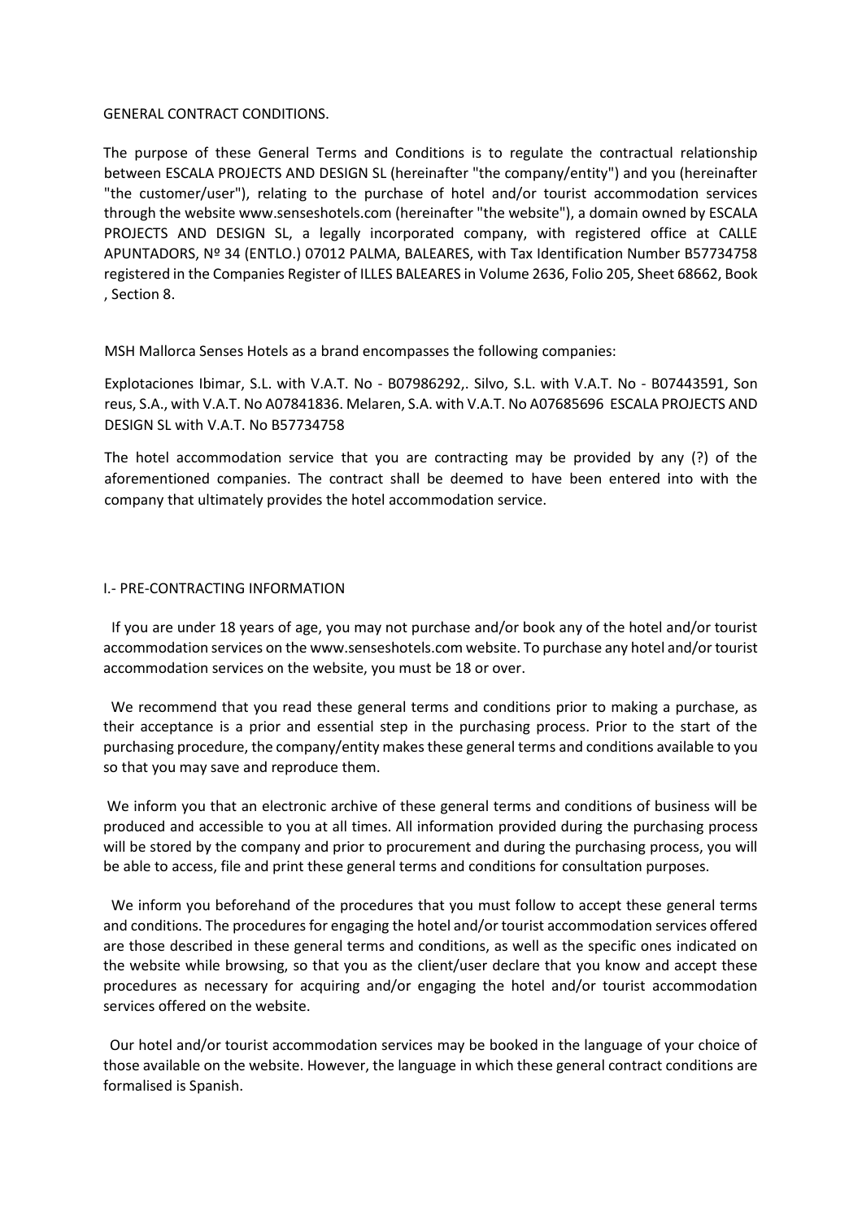# GENERAL CONTRACT CONDITIONS.

The purpose of these General Terms and Conditions is to regulate the contractual relationship between ESCALA PROJECTS AND DESIGN SL (hereinafter "the company/entity") and you (hereinafter "the customer/user"), relating to the purchase of hotel and/or tourist accommodation services through the website www.senseshotels.com (hereinafter "the website"), a domain owned by ESCALA PROJECTS AND DESIGN SL, a legally incorporated company, with registered office at CALLE APUNTADORS, Nº 34 (ENTLO.) 07012 PALMA, BALEARES, with Tax Identification Number B57734758 registered in the Companies Register of ILLES BALEARES in Volume 2636, Folio 205, Sheet 68662, Book , Section 8.

MSH Mallorca Senses Hotels as a brand encompasses the following companies:

Explotaciones Ibimar, S.L. with V.A.T. No - B07986292,. Silvo, S.L. with V.A.T. No - B07443591, Son reus, S.A., with V.A.T. No A07841836. Melaren, S.A. with V.A.T. No A07685696 ESCALA PROJECTS AND DESIGN SL with V.A.T. No B57734758

The hotel accommodation service that you are contracting may be provided by any (?) of the aforementioned companies. The contract shall be deemed to have been entered into with the company that ultimately provides the hotel accommodation service.

## I.- PRE-CONTRACTING INFORMATION

If you are under 18 years of age, you may not purchase and/or book any of the hotel and/or tourist accommodation services on the www.senseshotels.com website. To purchase any hotel and/or tourist accommodation services on the website, you must be 18 or over.

We recommend that you read these general terms and conditions prior to making a purchase, as their acceptance is a prior and essential step in the purchasing process. Prior to the start of the purchasing procedure, the company/entity makes these general terms and conditions available to you so that you may save and reproduce them.

We inform you that an electronic archive of these general terms and conditions of business will be produced and accessible to you at all times. All information provided during the purchasing process will be stored by the company and prior to procurement and during the purchasing process, you will be able to access, file and print these general terms and conditions for consultation purposes.

We inform you beforehand of the procedures that you must follow to accept these general terms and conditions. The procedures for engaging the hotel and/or tourist accommodation services offered are those described in these general terms and conditions, as well as the specific ones indicated on the website while browsing, so that you as the client/user declare that you know and accept these procedures as necessary for acquiring and/or engaging the hotel and/or tourist accommodation services offered on the website.

Our hotel and/or tourist accommodation services may be booked in the language of your choice of those available on the website. However, the language in which these general contract conditions are formalised is Spanish.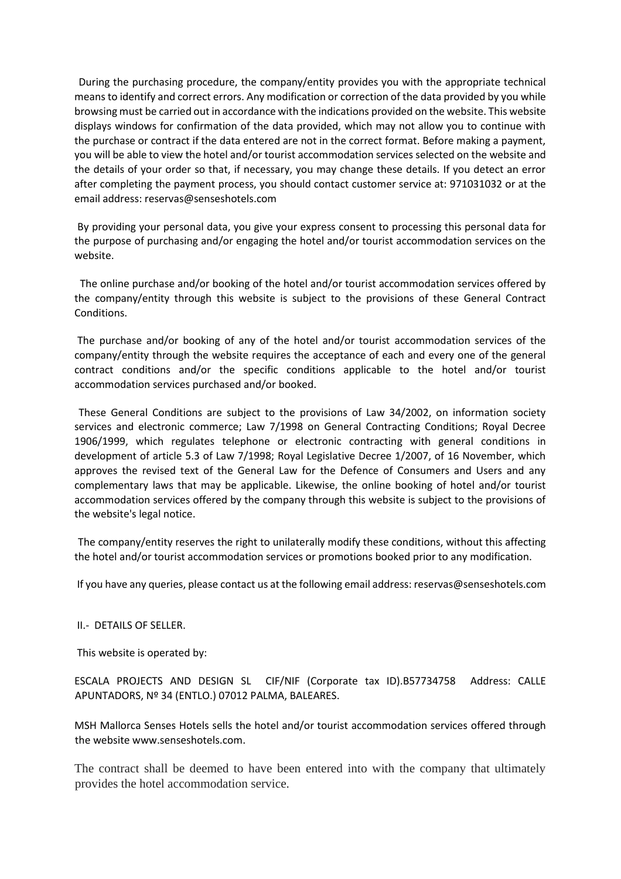During the purchasing procedure, the company/entity provides you with the appropriate technical means to identify and correct errors. Any modification or correction of the data provided by you while browsing must be carried out in accordance with the indications provided on the website. This website displays windows for confirmation of the data provided, which may not allow you to continue with the purchase or contract if the data entered are not in the correct format. Before making a payment, you will be able to view the hotel and/or tourist accommodation services selected on the website and the details of your order so that, if necessary, you may change these details. If you detect an error after completing the payment process, you should contact customer service at: 971031032 or at the email address: reservas@senseshotels.com

By providing your personal data, you give your express consent to processing this personal data for the purpose of purchasing and/or engaging the hotel and/or tourist accommodation services on the website.

The online purchase and/or booking of the hotel and/or tourist accommodation services offered by the company/entity through this website is subject to the provisions of these General Contract Conditions.

The purchase and/or booking of any of the hotel and/or tourist accommodation services of the company/entity through the website requires the acceptance of each and every one of the general contract conditions and/or the specific conditions applicable to the hotel and/or tourist accommodation services purchased and/or booked.

These General Conditions are subject to the provisions of Law 34/2002, on information society services and electronic commerce; Law 7/1998 on General Contracting Conditions; Royal Decree 1906/1999, which regulates telephone or electronic contracting with general conditions in development of article 5.3 of Law 7/1998; Royal Legislative Decree 1/2007, of 16 November, which approves the revised text of the General Law for the Defence of Consumers and Users and any complementary laws that may be applicable. Likewise, the online booking of hotel and/or tourist accommodation services offered by the company through this website is subject to the provisions of the website's legal notice.

The company/entity reserves the right to unilaterally modify these conditions, without this affecting the hotel and/or tourist accommodation services or promotions booked prior to any modification.

If you have any queries, please contact us at the following email address: reservas@senseshotels.com

## II.- DETAILS OF SELLER.

This website is operated by:

ESCALA PROJECTS AND DESIGN SL CIF/NIF (Corporate tax ID).B57734758 Address: CALLE APUNTADORS, Nº 34 (ENTLO.) 07012 PALMA, BALEARES.

MSH Mallorca Senses Hotels sells the hotel and/or tourist accommodation services offered through the website www.senseshotels.com.

The contract shall be deemed to have been entered into with the company that ultimately provides the hotel accommodation service.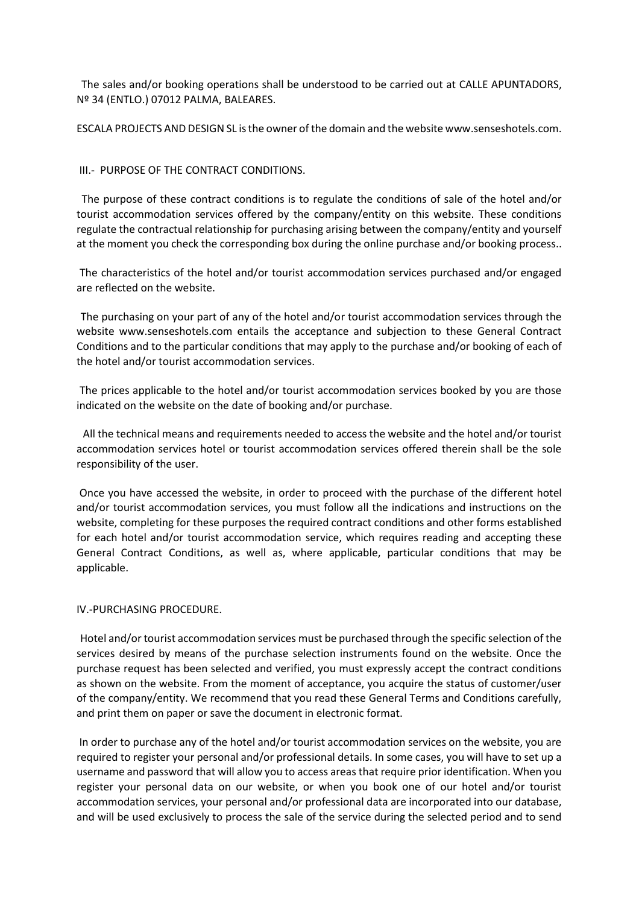The sales and/or booking operations shall be understood to be carried out at CALLE APUNTADORS, Nº 34 (ENTLO.) 07012 PALMA, BALEARES.

ESCALA PROJECTS AND DESIGN SL is the owner of the domain and the website www.senseshotels.com.

## III.- PURPOSE OF THE CONTRACT CONDITIONS.

The purpose of these contract conditions is to regulate the conditions of sale of the hotel and/or tourist accommodation services offered by the company/entity on this website. These conditions regulate the contractual relationship for purchasing arising between the company/entity and yourself at the moment you check the corresponding box during the online purchase and/or booking process..

The characteristics of the hotel and/or tourist accommodation services purchased and/or engaged are reflected on the website.

The purchasing on your part of any of the hotel and/or tourist accommodation services through the website www.senseshotels.com entails the acceptance and subjection to these General Contract Conditions and to the particular conditions that may apply to the purchase and/or booking of each of the hotel and/or tourist accommodation services.

The prices applicable to the hotel and/or tourist accommodation services booked by you are those indicated on the website on the date of booking and/or purchase.

All the technical means and requirements needed to access the website and the hotel and/or tourist accommodation services hotel or tourist accommodation services offered therein shall be the sole responsibility of the user.

Once you have accessed the website, in order to proceed with the purchase of the different hotel and/or tourist accommodation services, you must follow all the indications and instructions on the website, completing for these purposes the required contract conditions and other forms established for each hotel and/or tourist accommodation service, which requires reading and accepting these General Contract Conditions, as well as, where applicable, particular conditions that may be applicable.

## IV.-PURCHASING PROCEDURE.

Hotel and/or tourist accommodation services must be purchased through the specific selection of the services desired by means of the purchase selection instruments found on the website. Once the purchase request has been selected and verified, you must expressly accept the contract conditions as shown on the website. From the moment of acceptance, you acquire the status of customer/user of the company/entity. We recommend that you read these General Terms and Conditions carefully, and print them on paper or save the document in electronic format.

In order to purchase any of the hotel and/or tourist accommodation services on the website, you are required to register your personal and/or professional details. In some cases, you will have to set up a username and password that will allow you to access areas that require prior identification. When you register your personal data on our website, or when you book one of our hotel and/or tourist accommodation services, your personal and/or professional data are incorporated into our database, and will be used exclusively to process the sale of the service during the selected period and to send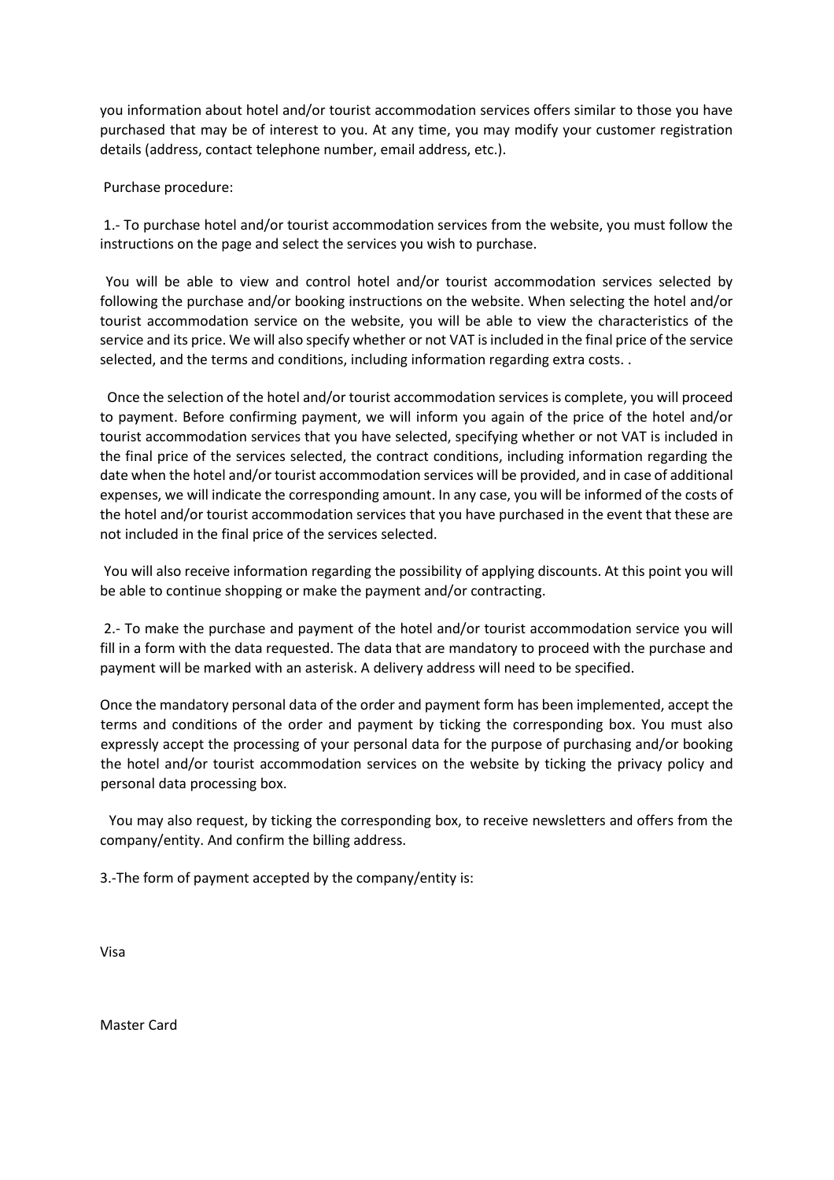you information about hotel and/or tourist accommodation services offers similar to those you have purchased that may be of interest to you. At any time, you may modify your customer registration details (address, contact telephone number, email address, etc.).

Purchase procedure:

1.- To purchase hotel and/or tourist accommodation services from the website, you must follow the instructions on the page and select the services you wish to purchase.

You will be able to view and control hotel and/or tourist accommodation services selected by following the purchase and/or booking instructions on the website. When selecting the hotel and/or tourist accommodation service on the website, you will be able to view the characteristics of the service and its price. We will also specify whether or not VAT is included in the final price of the service selected, and the terms and conditions, including information regarding extra costs. .

Once the selection of the hotel and/or tourist accommodation services is complete, you will proceed to payment. Before confirming payment, we will inform you again of the price of the hotel and/or tourist accommodation services that you have selected, specifying whether or not VAT is included in the final price of the services selected, the contract conditions, including information regarding the date when the hotel and/or tourist accommodation services will be provided, and in case of additional expenses, we will indicate the corresponding amount. In any case, you will be informed of the costs of the hotel and/or tourist accommodation services that you have purchased in the event that these are not included in the final price of the services selected.

You will also receive information regarding the possibility of applying discounts. At this point you will be able to continue shopping or make the payment and/or contracting.

2.- To make the purchase and payment of the hotel and/or tourist accommodation service you will fill in a form with the data requested. The data that are mandatory to proceed with the purchase and payment will be marked with an asterisk. A delivery address will need to be specified.

Once the mandatory personal data of the order and payment form has been implemented, accept the terms and conditions of the order and payment by ticking the corresponding box. You must also expressly accept the processing of your personal data for the purpose of purchasing and/or booking the hotel and/or tourist accommodation services on the website by ticking the privacy policy and personal data processing box.

You may also request, by ticking the corresponding box, to receive newsletters and offers from the company/entity. And confirm the billing address.

3.-The form of payment accepted by the company/entity is:

Visa

Master Card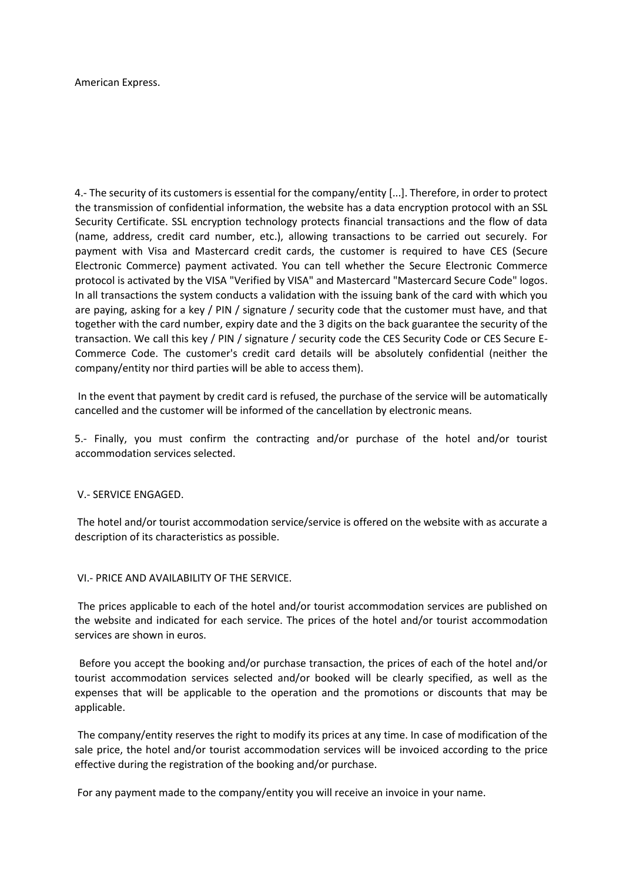American Express.

4.- The security of its customers is essential for the company/entity [...]. Therefore, in order to protect the transmission of confidential information, the website has a data encryption protocol with an SSL Security Certificate. SSL encryption technology protects financial transactions and the flow of data (name, address, credit card number, etc.), allowing transactions to be carried out securely. For payment with Visa and Mastercard credit cards, the customer is required to have CES (Secure Electronic Commerce) payment activated. You can tell whether the Secure Electronic Commerce protocol is activated by the VISA "Verified by VISA" and Mastercard "Mastercard Secure Code" logos. In all transactions the system conducts a validation with the issuing bank of the card with which you are paying, asking for a key / PIN / signature / security code that the customer must have, and that together with the card number, expiry date and the 3 digits on the back guarantee the security of the transaction. We call this key / PIN / signature / security code the CES Security Code or CES Secure E-Commerce Code. The customer's credit card details will be absolutely confidential (neither the company/entity nor third parties will be able to access them).

In the event that payment by credit card is refused, the purchase of the service will be automatically cancelled and the customer will be informed of the cancellation by electronic means.

5.- Finally, you must confirm the contracting and/or purchase of the hotel and/or tourist accommodation services selected.

## V.- SERVICE ENGAGED.

The hotel and/or tourist accommodation service/service is offered on the website with as accurate a description of its characteristics as possible.

## VI.- PRICE AND AVAILABILITY OF THE SERVICE.

The prices applicable to each of the hotel and/or tourist accommodation services are published on the website and indicated for each service. The prices of the hotel and/or tourist accommodation services are shown in euros.

Before you accept the booking and/or purchase transaction, the prices of each of the hotel and/or tourist accommodation services selected and/or booked will be clearly specified, as well as the expenses that will be applicable to the operation and the promotions or discounts that may be applicable.

The company/entity reserves the right to modify its prices at any time. In case of modification of the sale price, the hotel and/or tourist accommodation services will be invoiced according to the price effective during the registration of the booking and/or purchase.

For any payment made to the company/entity you will receive an invoice in your name.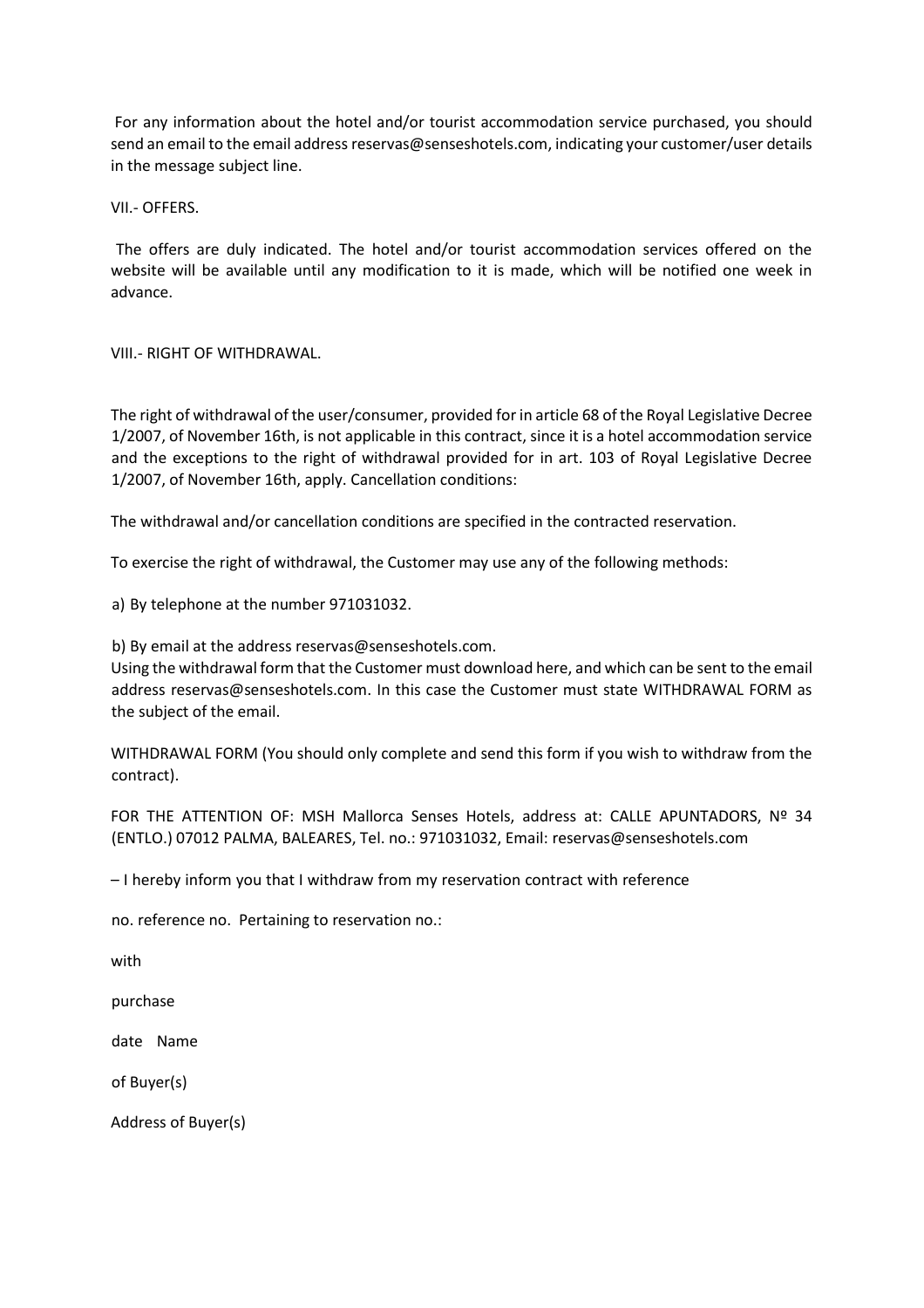For any information about the hotel and/or tourist accommodation service purchased, you should send an email to the email address reservas@senseshotels.com, indicating your customer/user details in the message subject line.

VII.- OFFERS.

The offers are duly indicated. The hotel and/or tourist accommodation services offered on the website will be available until any modification to it is made, which will be notified one week in advance.

VIII.- RIGHT OF WITHDRAWAL.

The right of withdrawal of the user/consumer, provided for in article 68 of the Royal Legislative Decree 1/2007, of November 16th, is not applicable in this contract, since it is a hotel accommodation service and the exceptions to the right of withdrawal provided for in art. 103 of Royal Legislative Decree 1/2007, of November 16th, apply. Cancellation conditions:

The withdrawal and/or cancellation conditions are specified in the contracted reservation.

To exercise the right of withdrawal, the Customer may use any of the following methods:

a) By telephone at the number 971031032.

b) By email at the address reservas@senseshotels.com.
Using the withdrawal form that the Customer must download here, and which can be sent to the email address reservas@senseshotels.com. In this case the Customer must state WITHDRAWAL FORM as the subject of the email.

WITHDRAWAL FORM (You should only complete and send this form if you wish to withdraw from the contract).

FOR THE ATTENTION OF: MSH Mallorca Senses Hotels, address at: CALLE APUNTADORS, Nº 34 (ENTLO.) 07012 PALMA, BALEARES, Tel. no.: 971031032, Email: reservas@senseshotels.com

– I hereby inform you that I withdraw from my reservation contract with reference

no. reference no. Pertaining to reservation no.:

with

purchase

date Name

of Buyer(s)

Address of Buyer(s)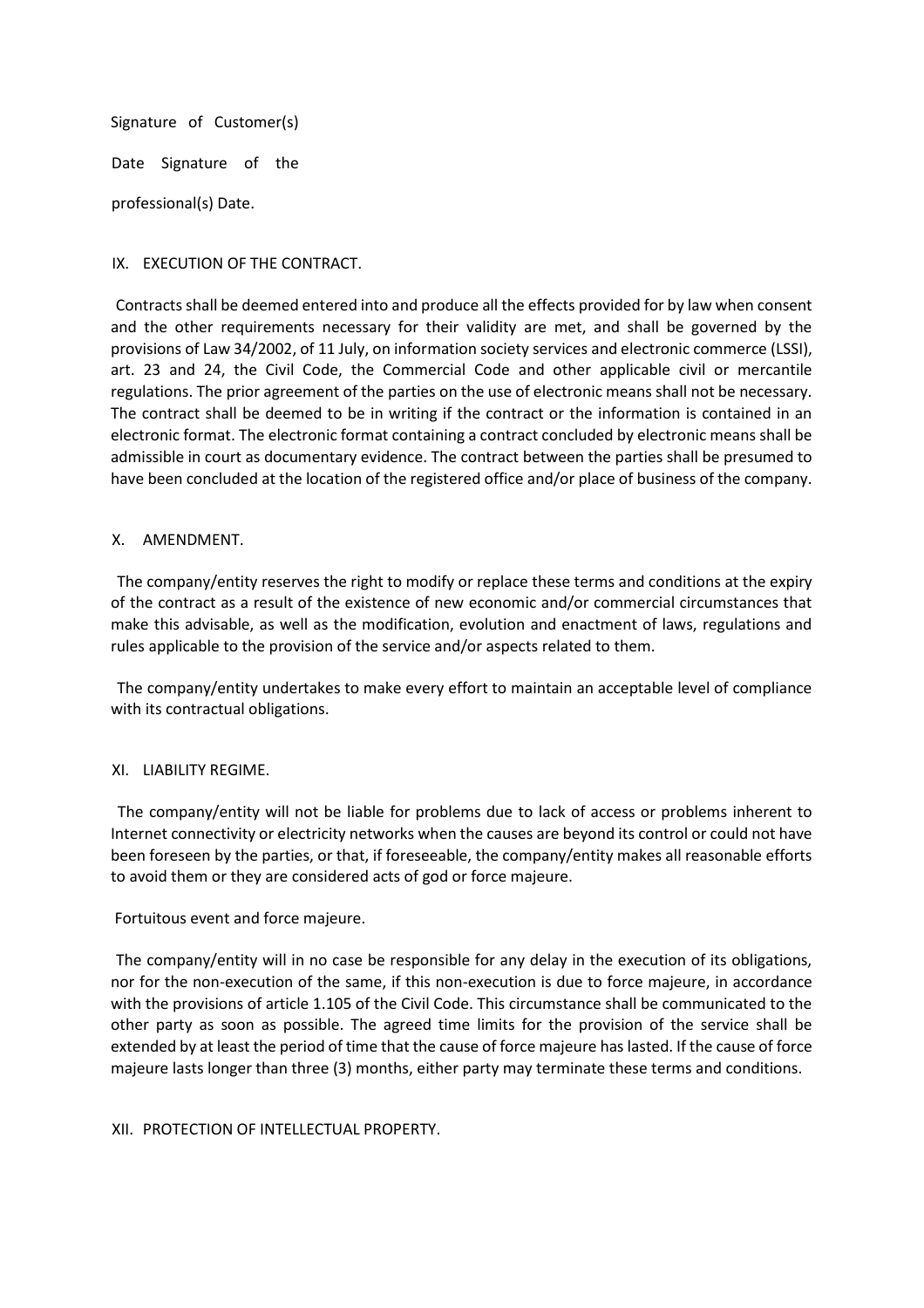Signature of Customer(s)

Date Signature of the

professional(s) Date.

## IX. EXECUTION OF THE CONTRACT.

Contracts shall be deemed entered into and produce all the effects provided for by law when consent and the other requirements necessary for their validity are met, and shall be governed by the provisions of Law 34/2002, of 11 July, on information society services and electronic commerce (LSSI), art. 23 and 24, the Civil Code, the Commercial Code and other applicable civil or mercantile regulations. The prior agreement of the parties on the use of electronic means shall not be necessary. The contract shall be deemed to be in writing if the contract or the information is contained in an electronic format. The electronic format containing a contract concluded by electronic means shall be admissible in court as documentary evidence. The contract between the parties shall be presumed to have been concluded at the location of the registered office and/or place of business of the company.

## X. AMENDMENT.

The company/entity reserves the right to modify or replace these terms and conditions at the expiry of the contract as a result of the existence of new economic and/or commercial circumstances that make this advisable, as well as the modification, evolution and enactment of laws, regulations and rules applicable to the provision of the service and/or aspects related to them.

The company/entity undertakes to make every effort to maintain an acceptable level of compliance with its contractual obligations.

## XI. LIABILITY REGIME.

The company/entity will not be liable for problems due to lack of access or problems inherent to Internet connectivity or electricity networks when the causes are beyond its control or could not have been foreseen by the parties, or that, if foreseeable, the company/entity makes all reasonable efforts to avoid them or they are considered acts of god or force majeure.

Fortuitous event and force majeure.

The company/entity will in no case be responsible for any delay in the execution of its obligations, nor for the non-execution of the same, if this non-execution is due to force majeure, in accordance with the provisions of article 1.105 of the Civil Code. This circumstance shall be communicated to the other party as soon as possible. The agreed time limits for the provision of the service shall be extended by at least the period of time that the cause of force majeure has lasted. If the cause of force majeure lasts longer than three (3) months, either party may terminate these terms and conditions.

## XII. PROTECTION OF INTELLECTUAL PROPERTY.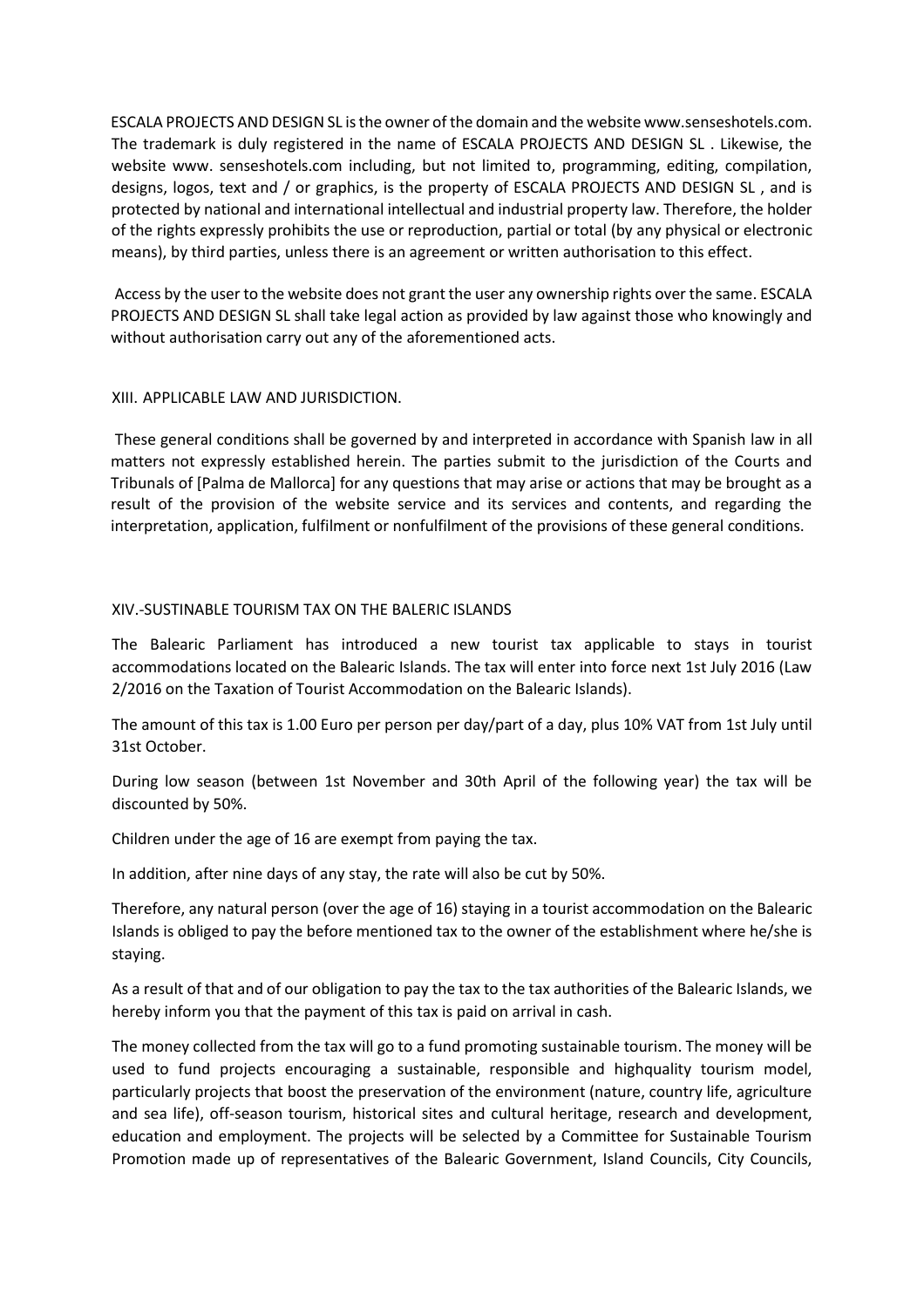ESCALA PROJECTS AND DESIGN SL is the owner of the domain and the website www.senseshotels.com. The trademark is duly registered in the name of ESCALA PROJECTS AND DESIGN SL . Likewise, the website www. senseshotels.com including, but not limited to, programming, editing, compilation, designs, logos, text and / or graphics, is the property of ESCALA PROJECTS AND DESIGN SL , and is protected by national and international intellectual and industrial property law. Therefore, the holder of the rights expressly prohibits the use or reproduction, partial or total (by any physical or electronic means), by third parties, unless there is an agreement or written authorisation to this effect.

Access by the user to the website does not grant the user any ownership rights over the same. ESCALA PROJECTS AND DESIGN SL shall take legal action as provided by law against those who knowingly and without authorisation carry out any of the aforementioned acts.

## XIII. APPLICABLE LAW AND JURISDICTION.

These general conditions shall be governed by and interpreted in accordance with Spanish law in all matters not expressly established herein. The parties submit to the jurisdiction of the Courts and Tribunals of [Palma de Mallorca] for any questions that may arise or actions that may be brought as a result of the provision of the website service and its services and contents, and regarding the interpretation, application, fulfilment or nonfulfilment of the provisions of these general conditions.

## XIV.-SUSTINABLE TOURISM TAX ON THE BALERIC ISLANDS

The Balearic Parliament has introduced a new tourist tax applicable to stays in tourist accommodations located on the Balearic Islands. The tax will enter into force next 1st July 2016 (Law 2/2016 on the Taxation of Tourist Accommodation on the Balearic Islands).

The amount of this tax is 1.00 Euro per person per day/part of a day, plus 10% VAT from 1st July until 31st October.

During low season (between 1st November and 30th April of the following year) the tax will be discounted by 50%.

Children under the age of 16 are exempt from paying the tax.

In addition, after nine days of any stay, the rate will also be cut by 50%.

Therefore, any natural person (over the age of 16) staying in a tourist accommodation on the Balearic Islands is obliged to pay the before mentioned tax to the owner of the establishment where he/she is staying.

As a result of that and of our obligation to pay the tax to the tax authorities of the Balearic Islands, we hereby inform you that the payment of this tax is paid on arrival in cash.

The money collected from the tax will go to a fund promoting sustainable tourism. The money will be used to fund projects encouraging a sustainable, responsible and highquality tourism model, particularly projects that boost the preservation of the environment (nature, country life, agriculture and sea life), off-season tourism, historical sites and cultural heritage, research and development, education and employment. The projects will be selected by a Committee for Sustainable Tourism Promotion made up of representatives of the Balearic Government, Island Councils, City Councils,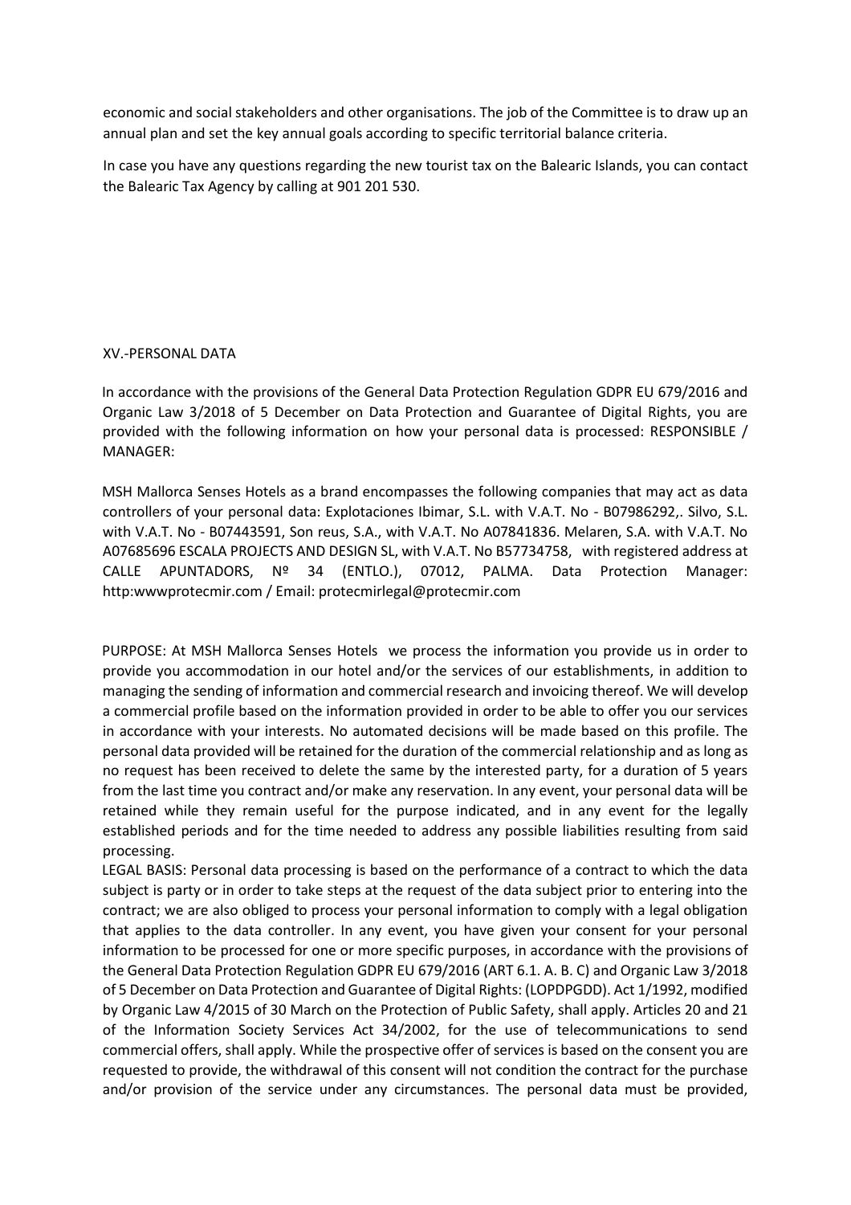economic and social stakeholders and other organisations. The job of the Committee is to draw up an annual plan and set the key annual goals according to specific territorial balance criteria.

In case you have any questions regarding the new tourist tax on the Balearic Islands, you can contact the Balearic Tax Agency by calling at 901 201 530.

## XV.-PERSONAL DATA

In accordance with the provisions of the General Data Protection Regulation GDPR EU 679/2016 and Organic Law 3/2018 of 5 December on Data Protection and Guarantee of Digital Rights, you are provided with the following information on how your personal data is processed: RESPONSIBLE / MANAGER:

MSH Mallorca Senses Hotels as a brand encompasses the following companies that may act as data controllers of your personal data: Explotaciones Ibimar, S.L. with V.A.T. No - B07986292,. Silvo, S.L. with V.A.T. No - B07443591, Son reus, S.A., with V.A.T. No A07841836. Melaren, S.A. with V.A.T. No A07685696 ESCALA PROJECTS AND DESIGN SL, with V.A.T. No B57734758, with registered address at CALLE APUNTADORS, Nº 34 (ENTLO.), 07012, PALMA. Data Protection Manager: http:wwwprotecmir.com / Email: protecmirlegal@protecmir.com

PURPOSE: At MSH Mallorca Senses Hotels we process the information you provide us in order to provide you accommodation in our hotel and/or the services of our establishments, in addition to managing the sending of information and commercial research and invoicing thereof. We will develop a commercial profile based on the information provided in order to be able to offer you our services in accordance with your interests. No automated decisions will be made based on this profile. The personal data provided will be retained for the duration of the commercial relationship and as long as no request has been received to delete the same by the interested party, for a duration of 5 years from the last time you contract and/or make any reservation. In any event, your personal data will be retained while they remain useful for the purpose indicated, and in any event for the legally established periods and for the time needed to address any possible liabilities resulting from said processing.

LEGAL BASIS: Personal data processing is based on the performance of a contract to which the data subject is party or in order to take steps at the request of the data subject prior to entering into the contract; we are also obliged to process your personal information to comply with a legal obligation that applies to the data controller. In any event, you have given your consent for your personal information to be processed for one or more specific purposes, in accordance with the provisions of the General Data Protection Regulation GDPR EU 679/2016 (ART 6.1. A. B. C) and Organic Law 3/2018 of 5 December on Data Protection and Guarantee of Digital Rights: (LOPDPGDD). Act 1/1992, modified by Organic Law 4/2015 of 30 March on the Protection of Public Safety, shall apply. Articles 20 and 21 of the Information Society Services Act 34/2002, for the use of telecommunications to send commercial offers, shall apply. While the prospective offer of services is based on the consent you are requested to provide, the withdrawal of this consent will not condition the contract for the purchase and/or provision of the service under any circumstances. The personal data must be provided,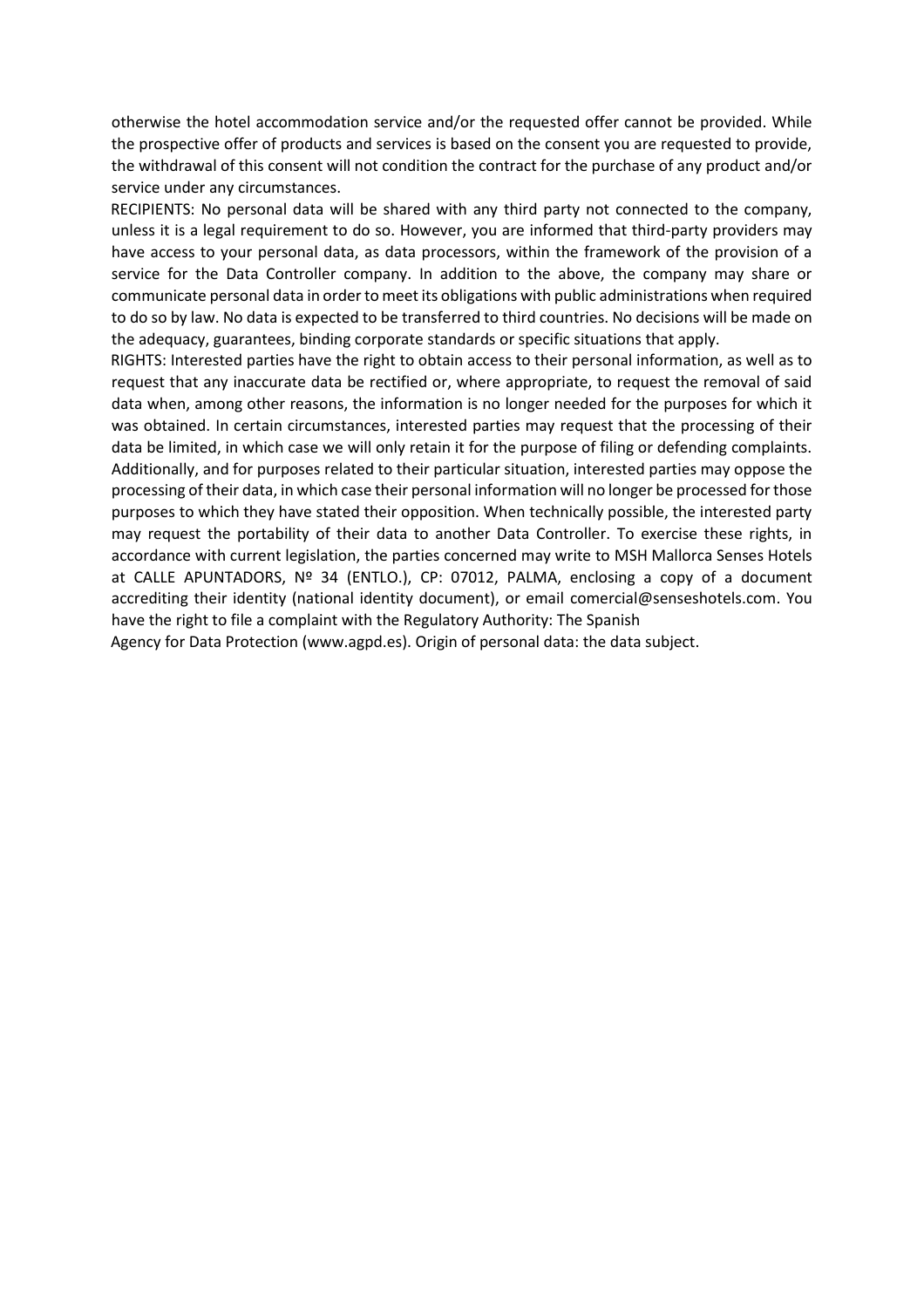otherwise the hotel accommodation service and/or the requested offer cannot be provided. While the prospective offer of products and services is based on the consent you are requested to provide, the withdrawal of this consent will not condition the contract for the purchase of any product and/or service under any circumstances.

RECIPIENTS: No personal data will be shared with any third party not connected to the company, unless it is a legal requirement to do so. However, you are informed that third-party providers may have access to your personal data, as data processors, within the framework of the provision of a service for the Data Controller company. In addition to the above, the company may share or communicate personal data in order to meet its obligations with public administrations when required to do so by law. No data is expected to be transferred to third countries. No decisions will be made on the adequacy, guarantees, binding corporate standards or specific situations that apply.

RIGHTS: Interested parties have the right to obtain access to their personal information, as well as to request that any inaccurate data be rectified or, where appropriate, to request the removal of said data when, among other reasons, the information is no longer needed for the purposes for which it was obtained. In certain circumstances, interested parties may request that the processing of their data be limited, in which case we will only retain it for the purpose of filing or defending complaints. Additionally, and for purposes related to their particular situation, interested parties may oppose the processing of their data, in which case their personal information will no longer be processed for those purposes to which they have stated their opposition. When technically possible, the interested party may request the portability of their data to another Data Controller. To exercise these rights, in accordance with current legislation, the parties concerned may write to MSH Mallorca Senses Hotels at CALLE APUNTADORS, Nº 34 (ENTLO.), CP: 07012, PALMA, enclosing a copy of a document accrediting their identity (national identity document), or email comercial@senseshotels.com. You have the right to file a complaint with the Regulatory Authority: The Spanish Agency for Data Protection (www.agpd.es). Origin of personal data: the data subject.